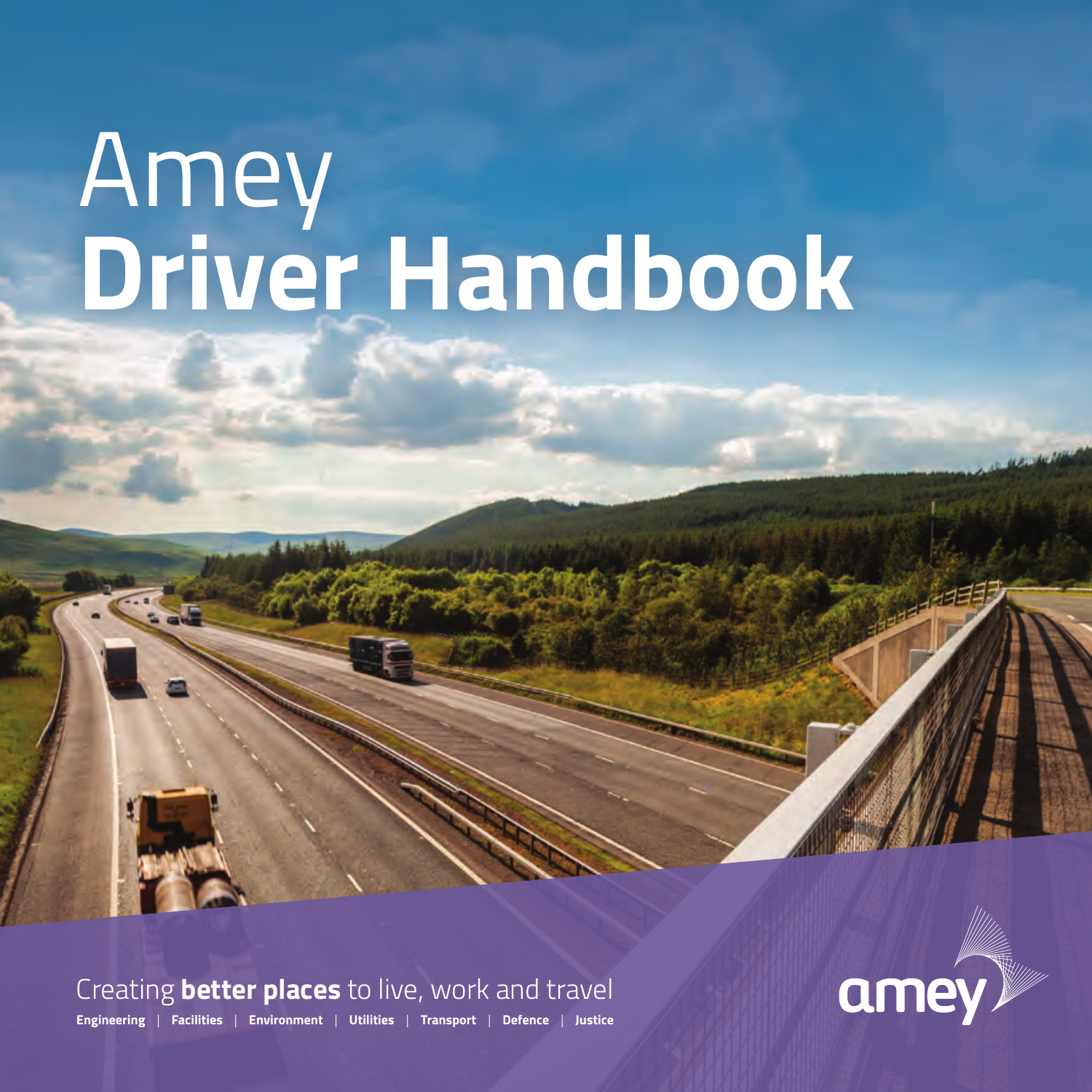# Amey
# Driver Handbook

Creating **better places** to live, work and travel

**Engineering** | **Facilities** | **Environment** | **Utilities** | **Transport** | **Defence** | **Justice**

amey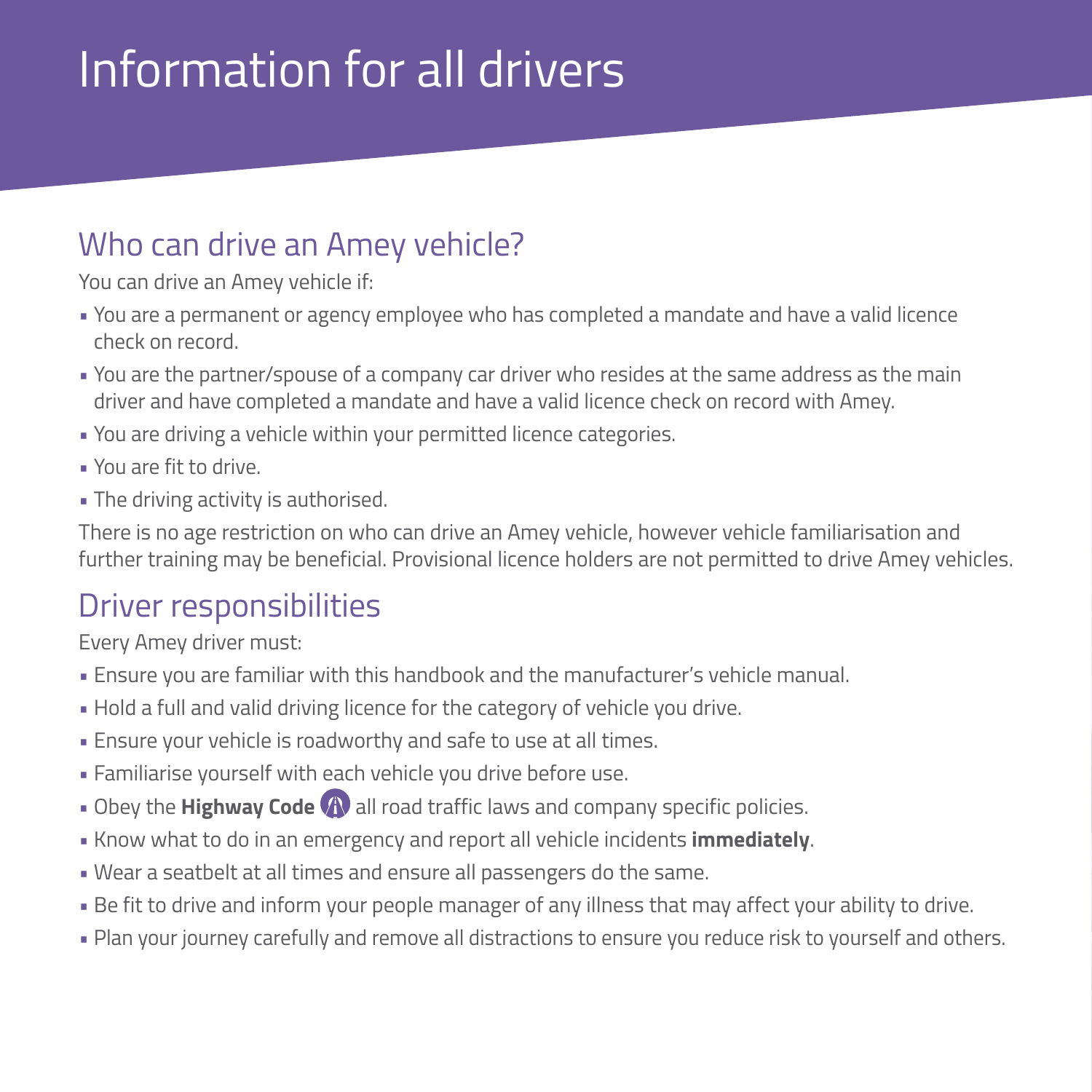# Information for all drivers

## Who can drive an Amey vehicle?

You can drive an Amey vehicle if:

- You are a permanent or agency employee who has completed a mandate and have a valid licence check on record.
- You are the partner/spouse of a company car driver who resides at the same address as the main driver and have completed a mandate and have a valid licence check on record with Amey.
- You are driving a vehicle within your permitted licence categories.
- You are fit to drive.
- The driving activity is authorised.

There is no age restriction on who can drive an Amey vehicle, however vehicle familiarisation and further training may be beneficial. Provisional licence holders are not permitted to drive Amey vehicles.

## Driver responsibilities

Every Amey driver must:

- Ensure you are familiar with this handbook and the manufacturer's vehicle manual.
- Hold a full and valid driving licence for the category of vehicle you drive.
- Ensure your vehicle is roadworthy and safe to use at all times.
- Familiarise yourself with each vehicle you drive before use.
- Obey the **Highway Code** all road traffic laws and company specific policies.
- Know what to do in an emergency and report all vehicle incidents **immediately**.
- Wear a seatbelt at all times and ensure all passengers do the same.
- Be fit to drive and inform your people manager of any illness that may affect your ability to drive.
- Plan your journey carefully and remove all distractions to ensure you reduce risk to yourself and others.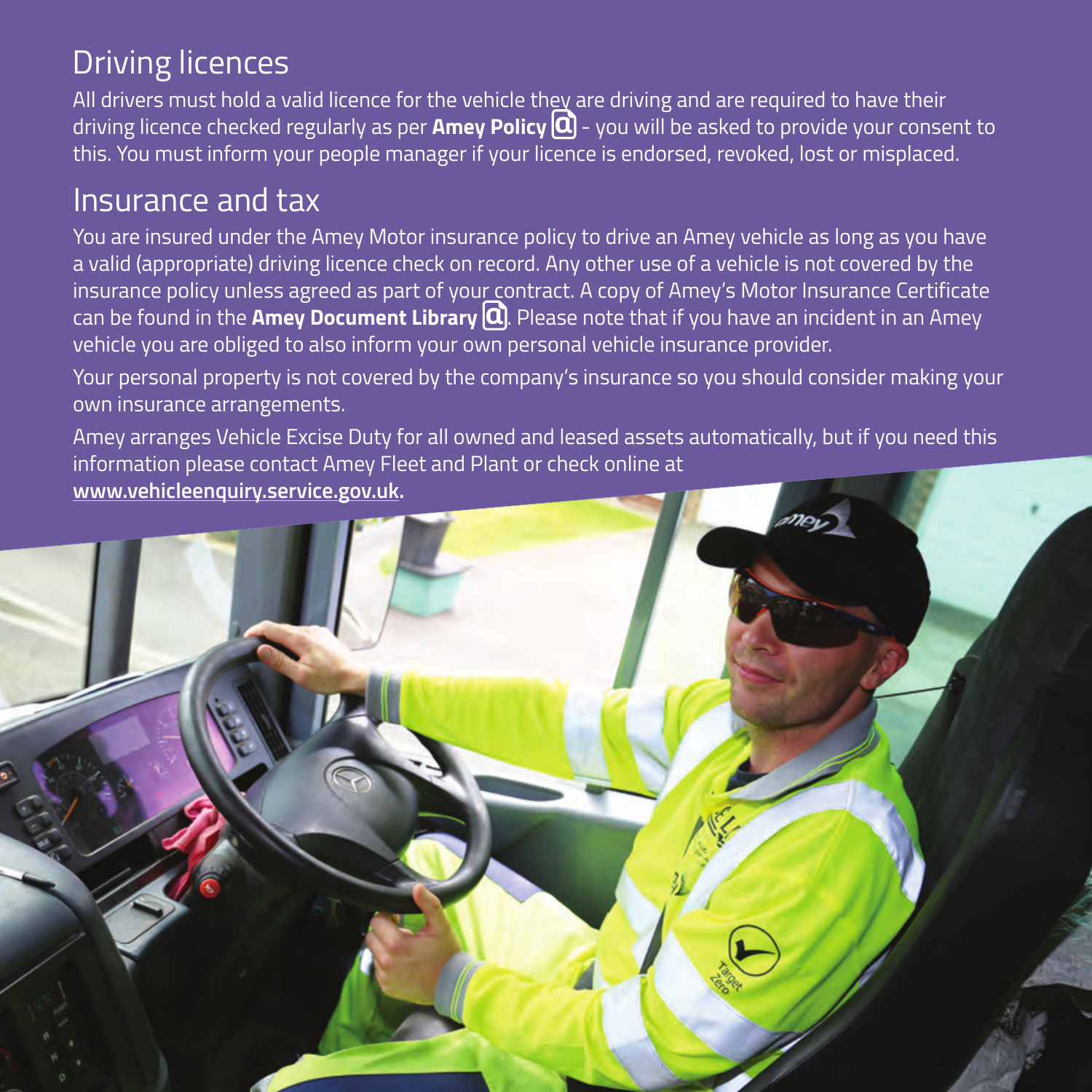## Driving licences

All drivers must hold a valid licence for the vehicle they are driving and are required to have their driving licence checked regularly as per **Amey Policy** - you will be asked to provide your consent to this. You must inform your people manager if your licence is endorsed, revoked, lost or misplaced.

## Insurance and tax

You are insured under the Amey Motor insurance policy to drive an Amey vehicle as long as you have a valid (appropriate) driving licence check on record. Any other use of a vehicle is not covered by the insurance policy unless agreed as part of your contract. A copy of Amey's Motor Insurance Certificate can be found in the **Amey Document Library**. Please note that if you have an incident in an Amey vehicle you are obliged to also inform your own personal vehicle insurance provider.

Your personal property is not covered by the company's insurance so you should consider making your own insurance arrangements.

Amey arranges Vehicle Excise Duty for all owned and leased assets automatically, but if you need this information please contact Amey Fleet and Plant or check online at **www.vehicleenquiry.service.gov.uk.**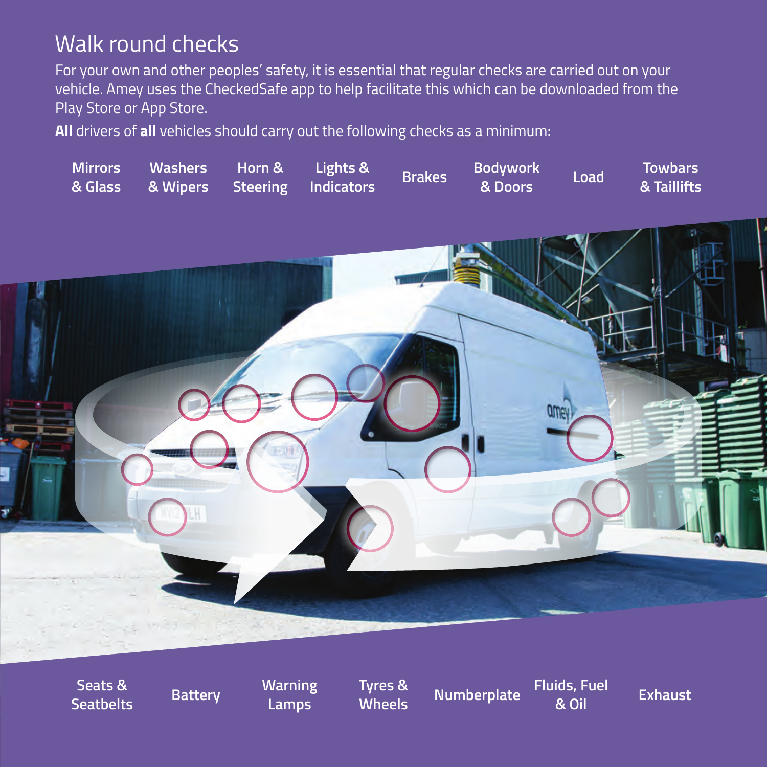# Walk round checks

For your own and other peoples' safety, it is essential that regular checks are carried out on your vehicle. Amey uses the CheckedSafe app to help facilitate this which can be downloaded from the Play Store or App Store.

**All** drivers of **all** vehicles should carry out the following checks as a minimum:

- **Mirrors & Glass**
- **Washers & Wipers**
- **Horn & Steering**
- **Lights & Indicators**
- **Brakes**
- **Bodywork & Doors**
- **Load**
- **Towbars & Taillifts**
- **Seats & Seatbelts**
- **Battery**
- **Warning Lamps**
- **Tyres & Wheels**
- **Numberplate**
- **Fluids, Fuel & Oil**
- **Exhaust**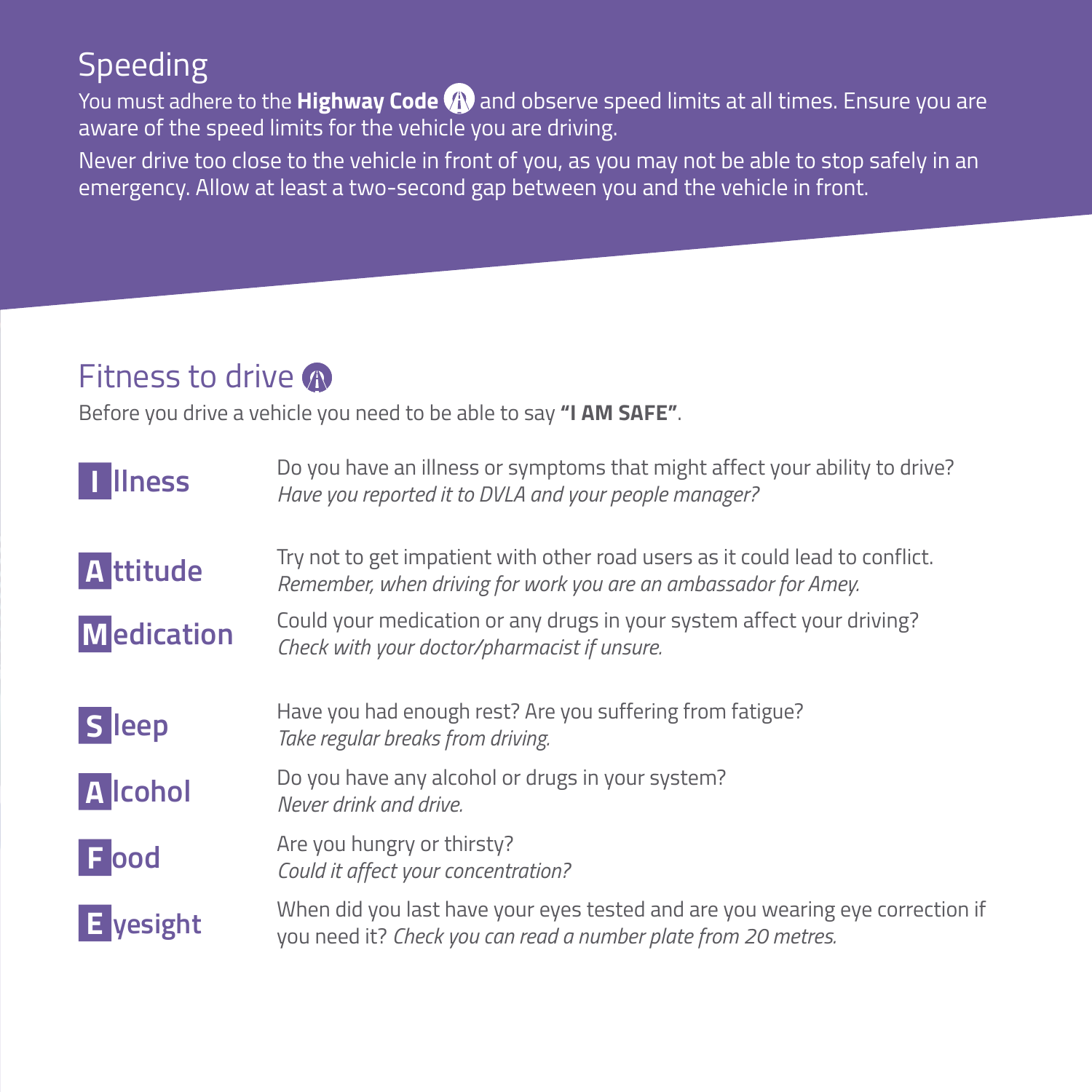## Speeding

You must adhere to the **Highway Code** and observe speed limits at all times. Ensure you are aware of the speed limits for the vehicle you are driving.

Never drive too close to the vehicle in front of you, as you may not be able to stop safely in an emergency. Allow at least a two-second gap between you and the vehicle in front.

## Fitness to drive

Before you drive a vehicle you need to be able to say **"I AM SAFE"**.

**I llness** — Do you have an illness or symptoms that might affect your ability to drive? *Have you reported it to DVLA and your people manager?*

**A ttitude** — Try not to get impatient with other road users as it could lead to conflict. *Remember, when driving for work you are an ambassador for Amey.*

**M edication** — Could your medication or any drugs in your system affect your driving? *Check with your doctor/pharmacist if unsure.*

**S leep** — Have you had enough rest? Are you suffering from fatigue? *Take regular breaks from driving.*

**A lcohol** — Do you have any alcohol or drugs in your system? *Never drink and drive.*

**F ood** — Are you hungry or thirsty? *Could it affect your concentration?*

**E yesight** — When did you last have your eyes tested and are you wearing eye correction if you need it? *Check you can read a number plate from 20 metres.*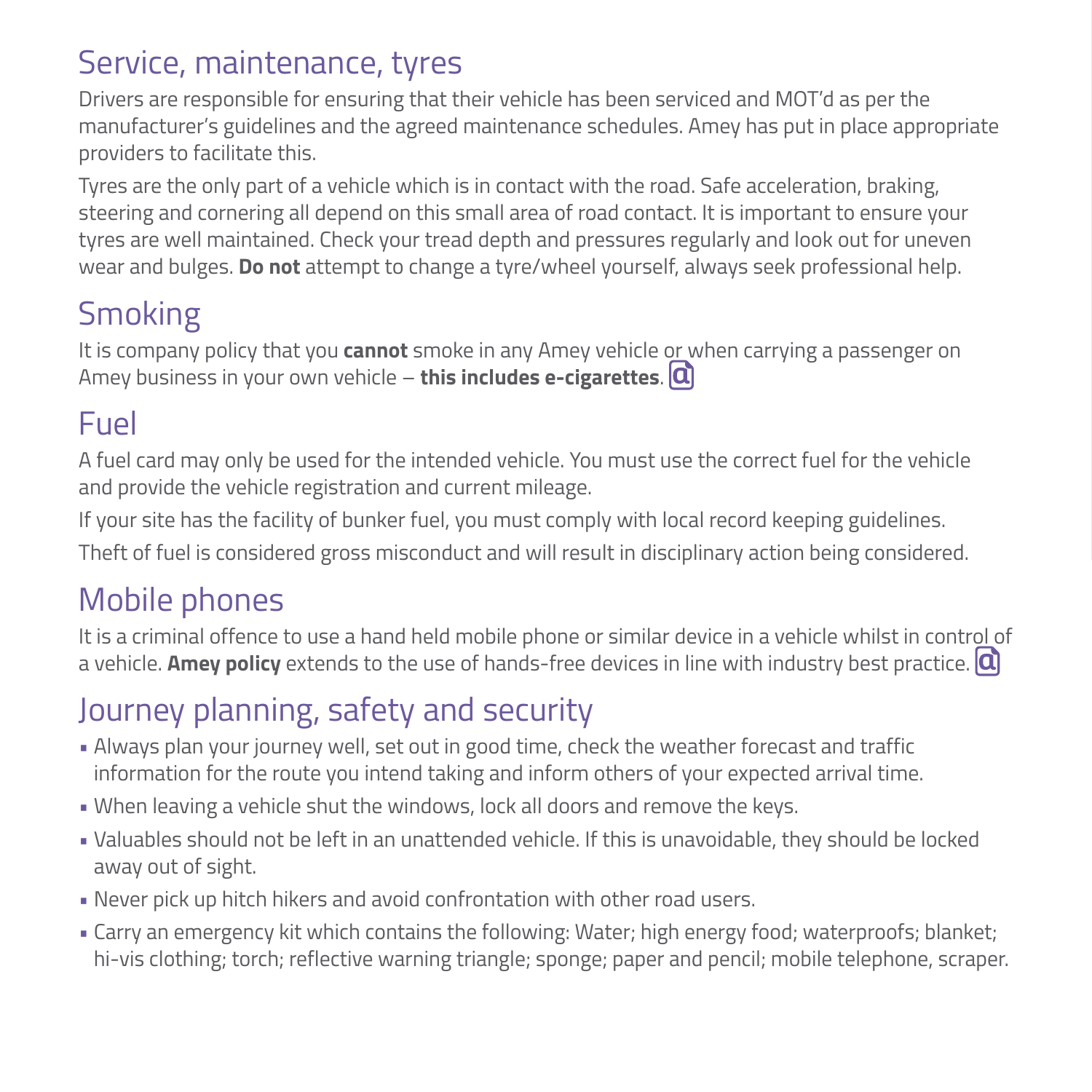## Service, maintenance, tyres

Drivers are responsible for ensuring that their vehicle has been serviced and MOT'd as per the manufacturer's guidelines and the agreed maintenance schedules. Amey has put in place appropriate providers to facilitate this.

Tyres are the only part of a vehicle which is in contact with the road. Safe acceleration, braking, steering and cornering all depend on this small area of road contact. It is important to ensure your tyres are well maintained. Check your tread depth and pressures regularly and look out for uneven wear and bulges. **Do not** attempt to change a tyre/wheel yourself, always seek professional help.

## Smoking

It is company policy that you **cannot** smoke in any Amey vehicle or when carrying a passenger on Amey business in your own vehicle – **this includes e-cigarettes**.

## Fuel

A fuel card may only be used for the intended vehicle. You must use the correct fuel for the vehicle and provide the vehicle registration and current mileage.

If your site has the facility of bunker fuel, you must comply with local record keeping guidelines.

Theft of fuel is considered gross misconduct and will result in disciplinary action being considered.

## Mobile phones

It is a criminal offence to use a hand held mobile phone or similar device in a vehicle whilst in control of a vehicle. **Amey policy** extends to the use of hands-free devices in line with industry best practice.

## Journey planning, safety and security

- Always plan your journey well, set out in good time, check the weather forecast and traffic information for the route you intend taking and inform others of your expected arrival time.
- When leaving a vehicle shut the windows, lock all doors and remove the keys.
- Valuables should not be left in an unattended vehicle. If this is unavoidable, they should be locked away out of sight.
- Never pick up hitch hikers and avoid confrontation with other road users.
- Carry an emergency kit which contains the following: Water; high energy food; waterproofs; blanket; hi-vis clothing; torch; reflective warning triangle; sponge; paper and pencil; mobile telephone, scraper.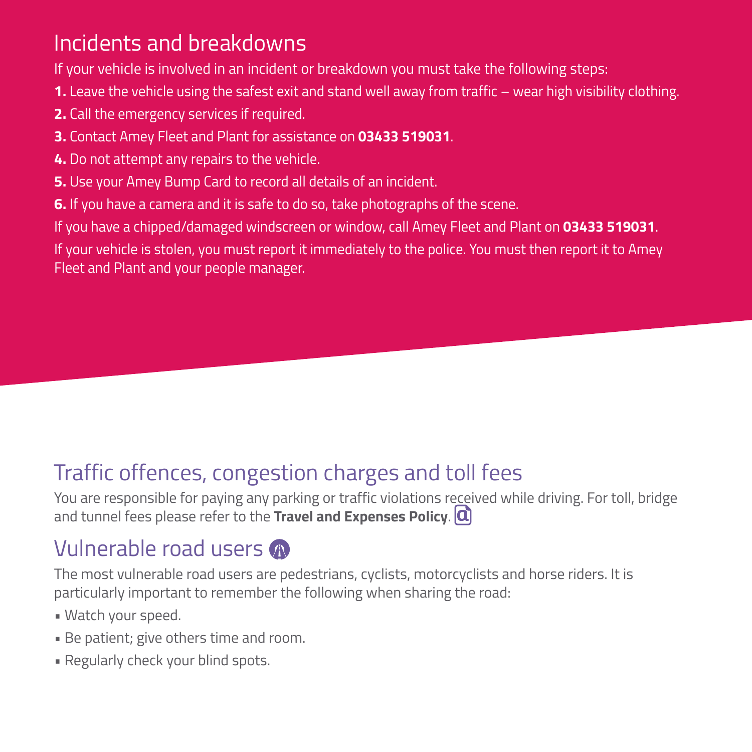## Incidents and breakdowns

If your vehicle is involved in an incident or breakdown you must take the following steps:

**1.** Leave the vehicle using the safest exit and stand well away from traffic – wear high visibility clothing.

**2.** Call the emergency services if required.

**3.** Contact Amey Fleet and Plant for assistance on **03433 519031**.

**4.** Do not attempt any repairs to the vehicle.

**5.** Use your Amey Bump Card to record all details of an incident.

**6.** If you have a camera and it is safe to do so, take photographs of the scene.

If you have a chipped/damaged windscreen or window, call Amey Fleet and Plant on **03433 519031**.

If your vehicle is stolen, you must report it immediately to the police. You must then report it to Amey Fleet and Plant and your people manager.

## Traffic offences, congestion charges and toll fees

You are responsible for paying any parking or traffic violations received while driving. For toll, bridge and tunnel fees please refer to the **Travel and Expenses Policy**.

## Vulnerable road users

The most vulnerable road users are pedestrians, cyclists, motorcyclists and horse riders. It is particularly important to remember the following when sharing the road:

- Watch your speed.
- Be patient; give others time and room.
- Regularly check your blind spots.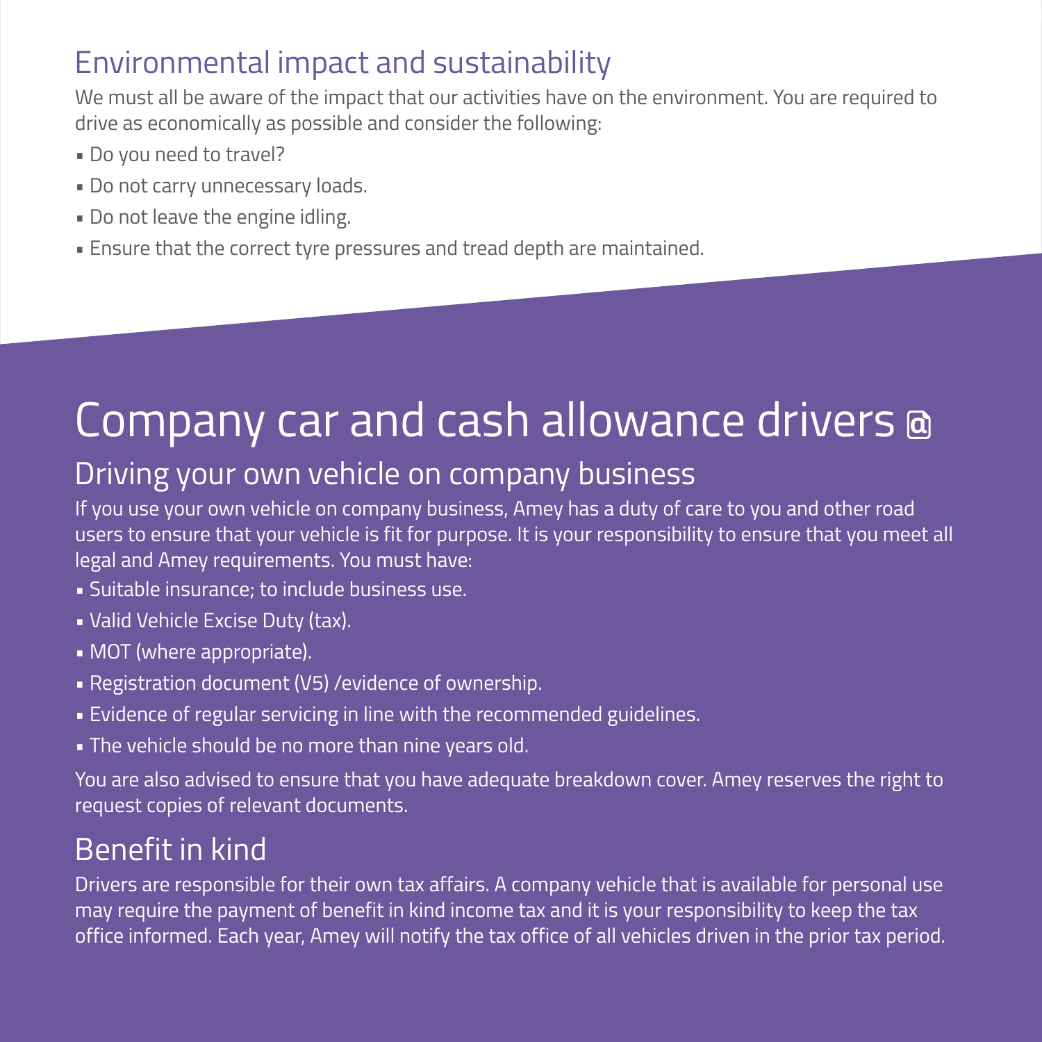## Environmental impact and sustainability

We must all be aware of the impact that our activities have on the environment. You are required to drive as economically as possible and consider the following:

- Do you need to travel?
- Do not carry unnecessary loads.
- Do not leave the engine idling.
- Ensure that the correct tyre pressures and tread depth are maintained.

# Company car and cash allowance drivers @

## Driving your own vehicle on company business

If you use your own vehicle on company business, Amey has a duty of care to you and other road users to ensure that your vehicle is fit for purpose. It is your responsibility to ensure that you meet all legal and Amey requirements. You must have:

- Suitable insurance; to include business use.
- Valid Vehicle Excise Duty (tax).
- MOT (where appropriate).
- Registration document (V5) /evidence of ownership.
- Evidence of regular servicing in line with the recommended guidelines.
- The vehicle should be no more than nine years old.

You are also advised to ensure that you have adequate breakdown cover. Amey reserves the right to request copies of relevant documents.

## Benefit in kind

Drivers are responsible for their own tax affairs. A company vehicle that is available for personal use may require the payment of benefit in kind income tax and it is your responsibility to keep the tax office informed. Each year, Amey will notify the tax office of all vehicles driven in the prior tax period.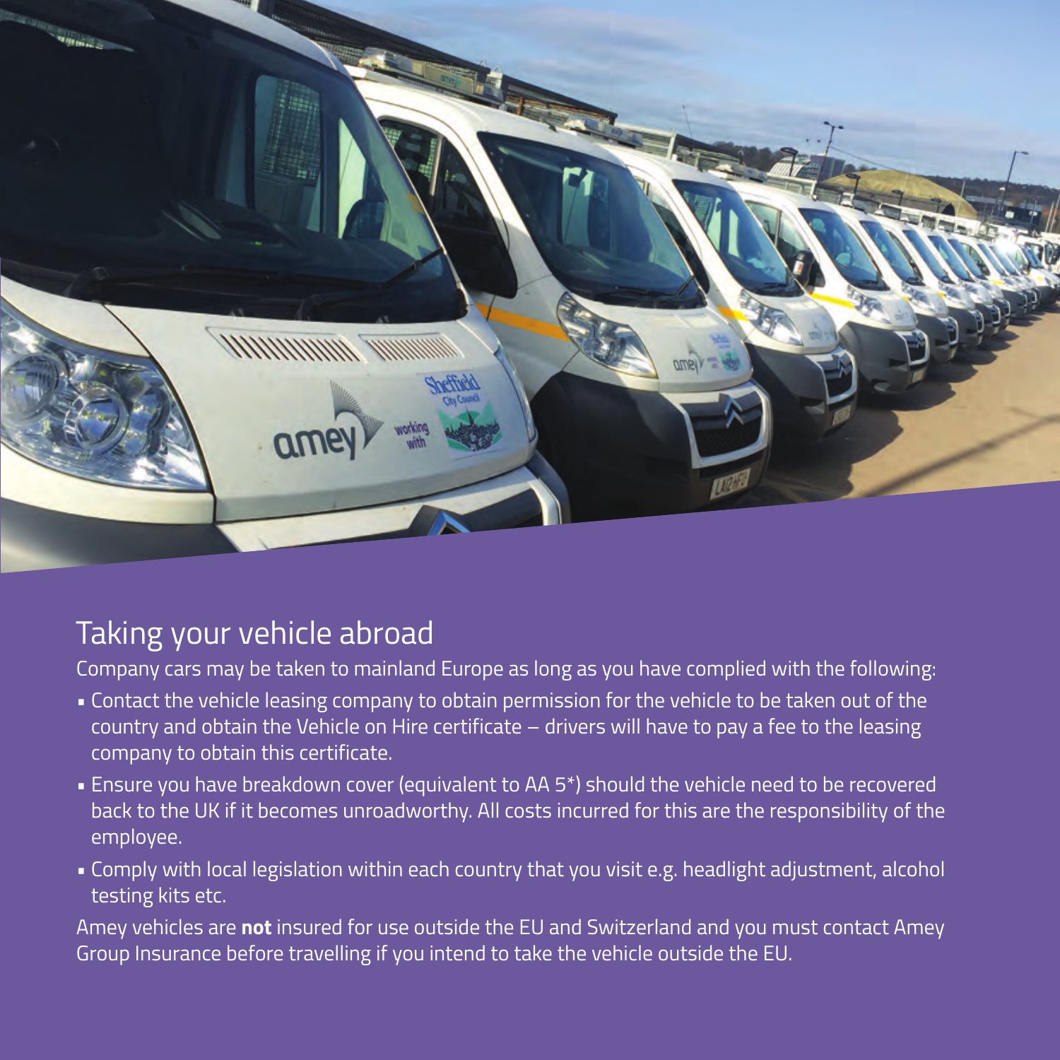## Taking your vehicle abroad

Company cars may be taken to mainland Europe as long as you have complied with the following:

- Contact the vehicle leasing company to obtain permission for the vehicle to be taken out of the country and obtain the Vehicle on Hire certificate – drivers will have to pay a fee to the leasing company to obtain this certificate.
- Ensure you have breakdown cover (equivalent to AA 5*) should the vehicle need to be recovered back to the UK if it becomes unroadworthy. All costs incurred for this are the responsibility of the employee.
- Comply with local legislation within each country that you visit e.g. headlight adjustment, alcohol testing kits etc.

Amey vehicles are **not** insured for use outside the EU and Switzerland and you must contact Amey Group Insurance before travelling if you intend to take the vehicle outside the EU.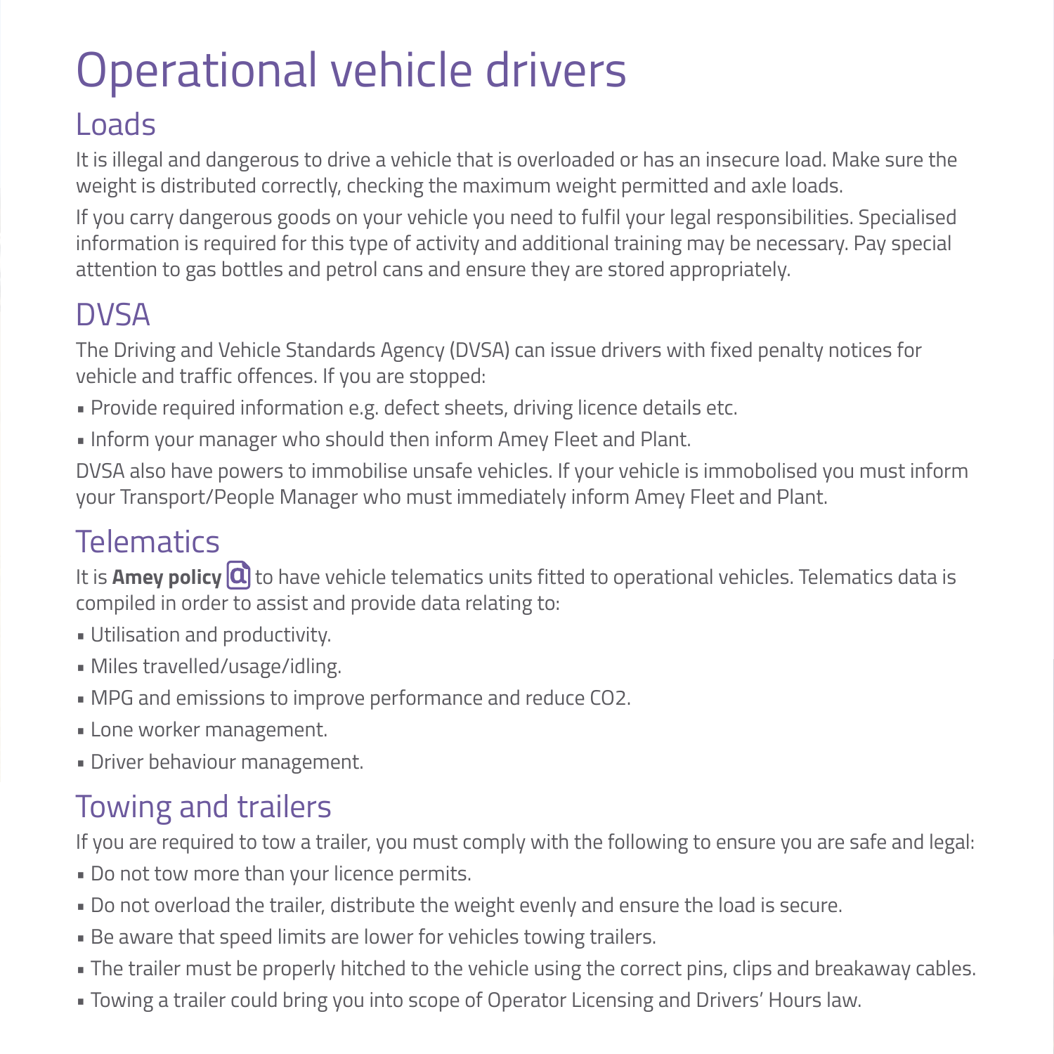# Operational vehicle drivers

## Loads

It is illegal and dangerous to drive a vehicle that is overloaded or has an insecure load. Make sure the weight is distributed correctly, checking the maximum weight permitted and axle loads.

If you carry dangerous goods on your vehicle you need to fulfil your legal responsibilities. Specialised information is required for this type of activity and additional training may be necessary. Pay special attention to gas bottles and petrol cans and ensure they are stored appropriately.

## DVSA

The Driving and Vehicle Standards Agency (DVSA) can issue drivers with fixed penalty notices for vehicle and traffic offences. If you are stopped:

- Provide required information e.g. defect sheets, driving licence details etc.
- Inform your manager who should then inform Amey Fleet and Plant.

DVSA also have powers to immobilise unsafe vehicles. If your vehicle is immobolised you must inform your Transport/People Manager who must immediately inform Amey Fleet and Plant.

## Telematics

It is **Amey policy** to have vehicle telematics units fitted to operational vehicles. Telematics data is compiled in order to assist and provide data relating to:

- Utilisation and productivity.
- Miles travelled/usage/idling.
- MPG and emissions to improve performance and reduce CO2.
- Lone worker management.
- Driver behaviour management.

## Towing and trailers

If you are required to tow a trailer, you must comply with the following to ensure you are safe and legal:

- Do not tow more than your licence permits.
- Do not overload the trailer, distribute the weight evenly and ensure the load is secure.
- Be aware that speed limits are lower for vehicles towing trailers.
- The trailer must be properly hitched to the vehicle using the correct pins, clips and breakaway cables.
- Towing a trailer could bring you into scope of Operator Licensing and Drivers' Hours law.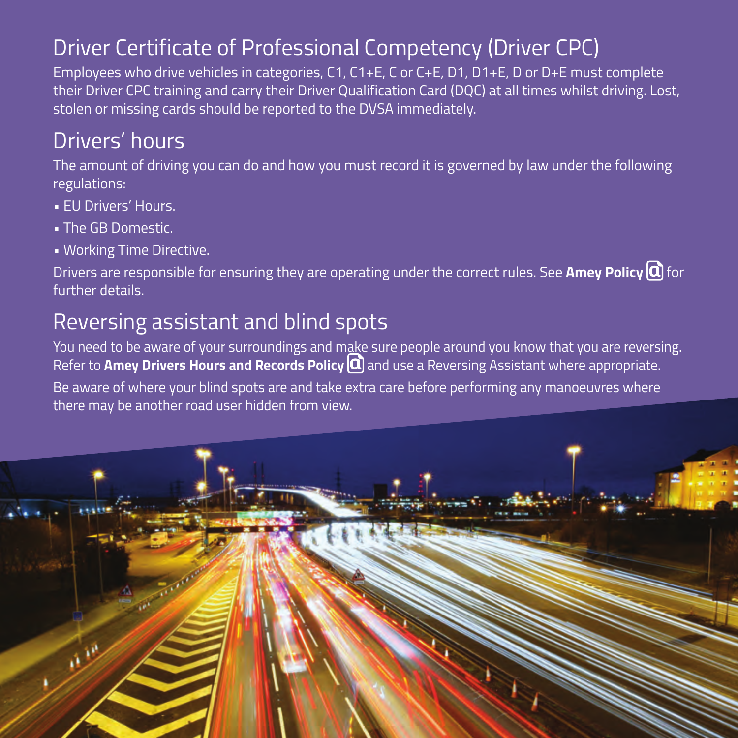## Driver Certificate of Professional Competency (Driver CPC)

Employees who drive vehicles in categories, C1, C1+E, C or C+E, D1, D1+E, D or D+E must complete their Driver CPC training and carry their Driver Qualification Card (DQC) at all times whilst driving. Lost, stolen or missing cards should be reported to the DVSA immediately.

## Drivers' hours

The amount of driving you can do and how you must record it is governed by law under the following regulations:

- EU Drivers' Hours.
- The GB Domestic.
- Working Time Directive.

Drivers are responsible for ensuring they are operating under the correct rules. See **Amey Policy** for further details.

## Reversing assistant and blind spots

You need to be aware of your surroundings and make sure people around you know that you are reversing. Refer to **Amey Drivers Hours and Records Policy** and use a Reversing Assistant where appropriate.

Be aware of where your blind spots are and take extra care before performing any manoeuvres where there may be another road user hidden from view.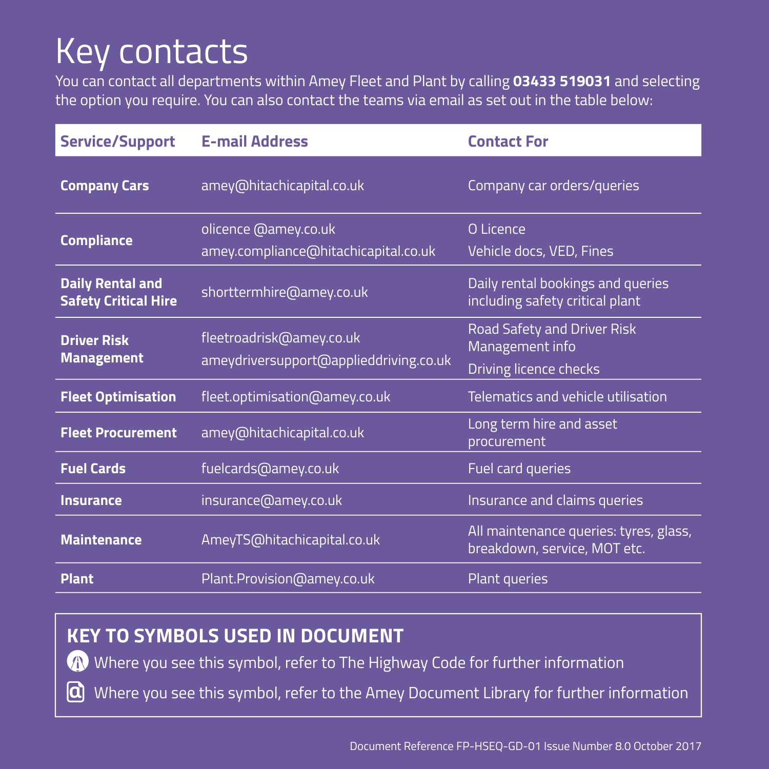# Key contacts

You can contact all departments within Amey Fleet and Plant by calling **03433 519031** and selecting the option you require. You can also contact the teams via email as set out in the table below:

| Service/Support | E-mail Address | Contact For |
|---|---|---|
| **Company Cars** | amey@hitachicapital.co.uk | Company car orders/queries |
| **Compliance** | olicence @amey.co.uk<br>amey.compliance@hitachicapital.co.uk | O Licence<br>Vehicle docs, VED, Fines |
| **Daily Rental and Safety Critical Hire** | shorttermhire@amey.co.uk | Daily rental bookings and queries including safety critical plant |
| **Driver Risk Management** | fleetroadrisk@amey.co.uk<br>ameydriversupport@applieddriving.co.uk | Road Safety and Driver Risk Management info<br>Driving licence checks |
| **Fleet Optimisation** | fleet.optimisation@amey.co.uk | Telematics and vehicle utilisation |
| **Fleet Procurement** | amey@hitachicapital.co.uk | Long term hire and asset procurement |
| **Fuel Cards** | fuelcards@amey.co.uk | Fuel card queries |
| **Insurance** | insurance@amey.co.uk | Insurance and claims queries |
| **Maintenance** | AmeyTS@hitachicapital.co.uk | All maintenance queries: tyres, glass, breakdown, service, MOT etc. |
| **Plant** | Plant.Provision@amey.co.uk | Plant queries |

## KEY TO SYMBOLS USED IN DOCUMENT

Where you see this symbol, refer to The Highway Code for further information

Where you see this symbol, refer to the Amey Document Library for further information

Document Reference FP-HSEQ-GD-01 Issue Number 8.0 October 2017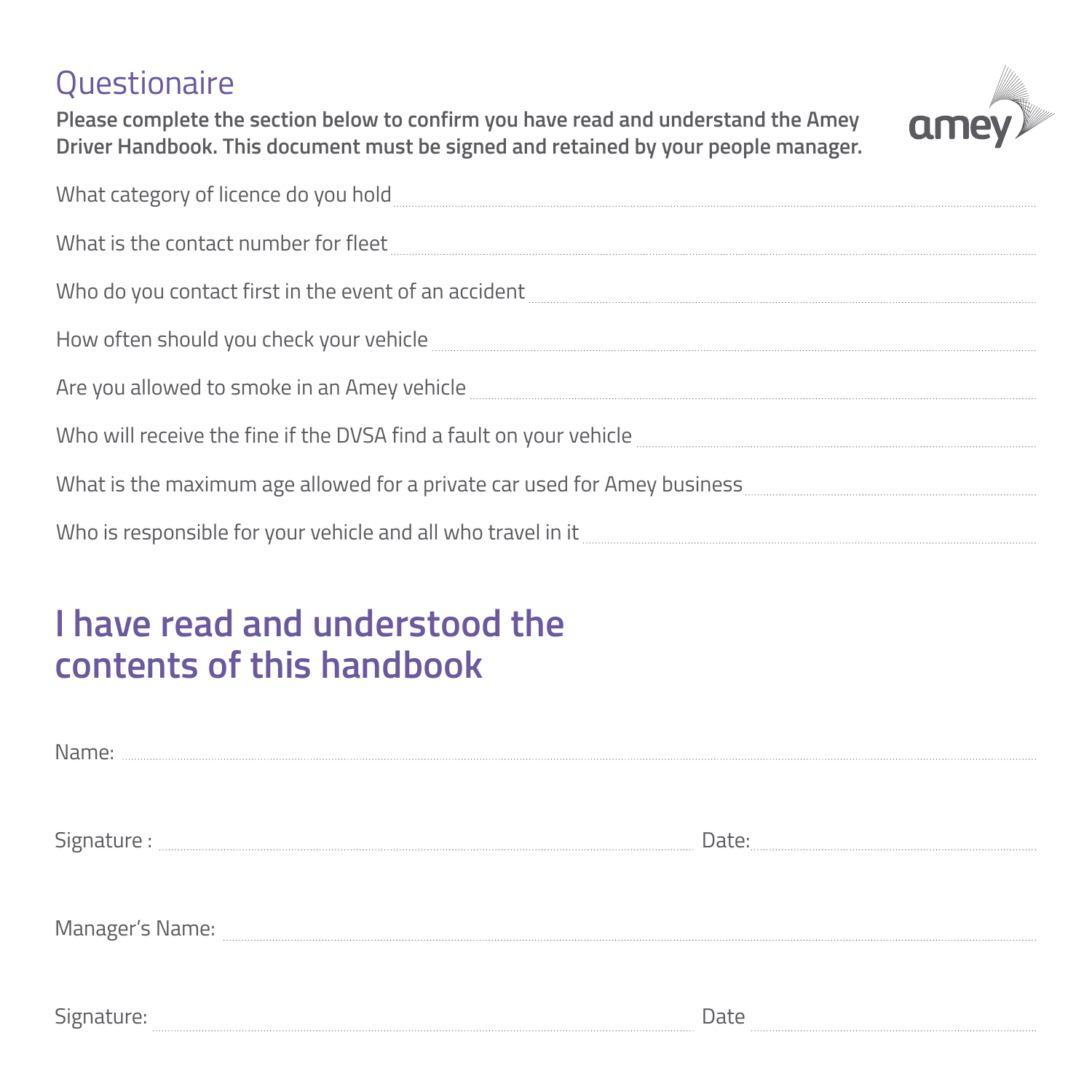## Questionaire

**Please complete the section below to confirm you have read and understand the Amey Driver Handbook. This document must be signed and retained by your people manager.**

What category of licence do you hold ..............................

What is the contact number for fleet ..............................

Who do you contact first in the event of an accident ..............................

How often should you check your vehicle ..............................

Are you allowed to smoke in an Amey vehicle ..............................

Who will receive the fine if the DVSA find a fault on your vehicle ..............................

What is the maximum age allowed for a private car used for Amey business ..............................

Who is responsible for your vehicle and all who travel in it ..............................

# I have read and understood the contents of this handbook

Name: ..............................

Signature : .............................. Date: ..............................

Manager's Name: ..............................

Signature: .............................. Date ..............................